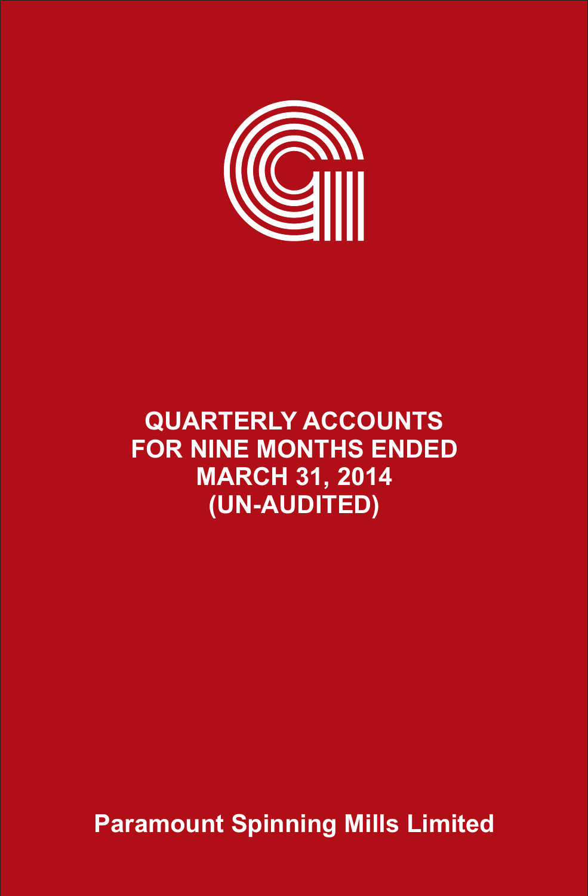# QUARTERLY ACCOUNTS FOR NINE MONTHS ENDED MARCH 31, 2014 (UN-AUDITED)

**Paramount Spinning Mills Limited**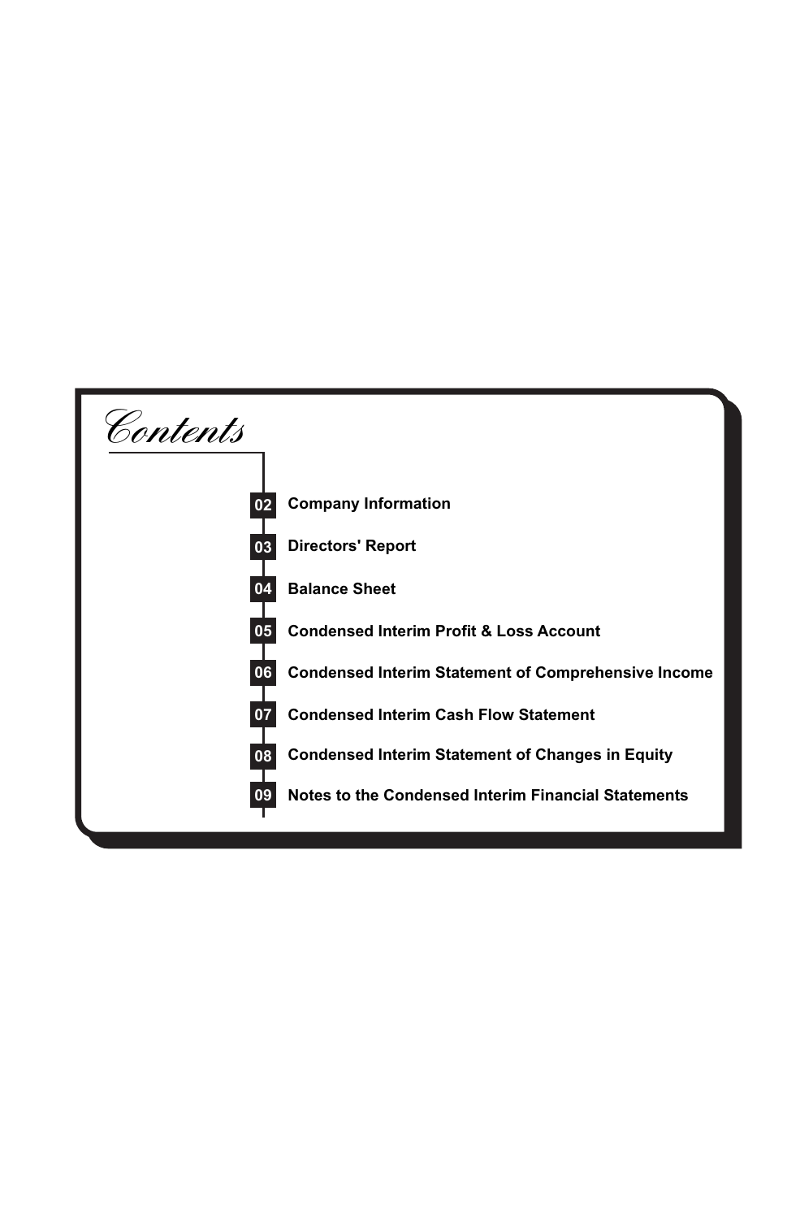# Contents

| | |
|---|---|
| 02 | Company Information |
| 03 | Directors' Report |
| 04 | Balance Sheet |
| 05 | Condensed Interim Profit & Loss Account |
| 06 | Condensed Interim Statement of Comprehensive Income |
| 07 | Condensed Interim Cash Flow Statement |
| 08 | Condensed Interim Statement of Changes in Equity |
| 09 | Notes to the Condensed Interim Financial Statements |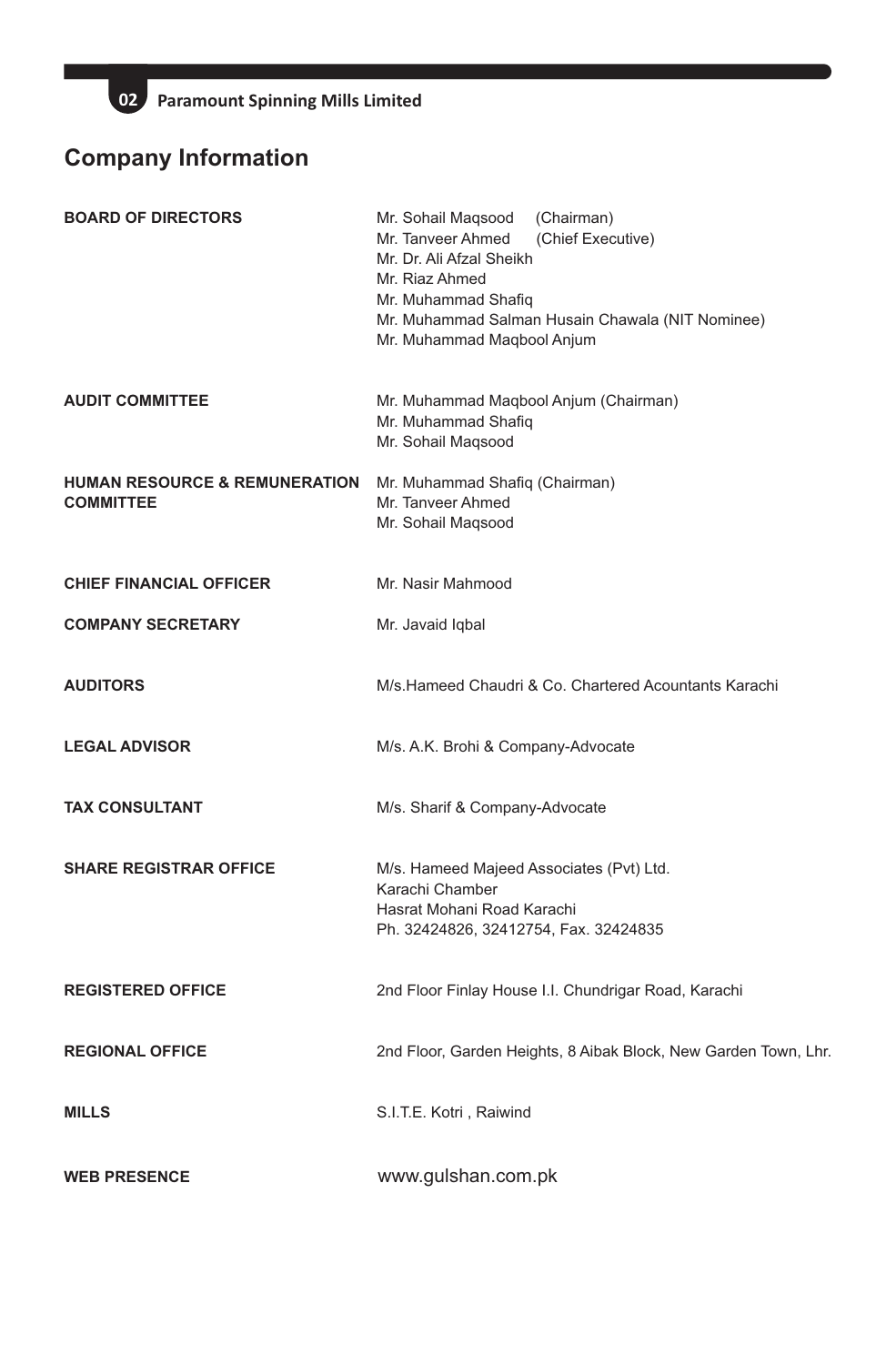## Company Information

| | |
|---|---|
| **BOARD OF DIRECTORS** | Mr. Sohail Maqsood (Chairman)<br>Mr. Tanveer Ahmed (Chief Executive)<br>Mr. Dr. Ali Afzal Sheikh<br>Mr. Riaz Ahmed<br>Mr. Muhammad Shafiq<br>Mr. Muhammad Salman Husain Chawala (NIT Nominee)<br>Mr. Muhammad Maqbool Anjum |
| **AUDIT COMMITTEE** | Mr. Muhammad Maqbool Anjum (Chairman)<br>Mr. Muhammad Shafiq<br>Mr. Sohail Maqsood |
| **HUMAN RESOURCE & REMUNERATION COMMITTEE** | Mr. Muhammad Shafiq (Chairman)<br>Mr. Tanveer Ahmed<br>Mr. Sohail Maqsood |
| **CHIEF FINANCIAL OFFICER** | Mr. Nasir Mahmood |
| **COMPANY SECRETARY** | Mr. Javaid Iqbal |
| **AUDITORS** | M/s.Hameed Chaudri & Co. Chartered Acountants Karachi |
| **LEGAL ADVISOR** | M/s. A.K. Brohi & Company-Advocate |
| **TAX CONSULTANT** | M/s. Sharif & Company-Advocate |
| **SHARE REGISTRAR OFFICE** | M/s. Hameed Majeed Associates (Pvt) Ltd.<br>Karachi Chamber<br>Hasrat Mohani Road Karachi<br>Ph. 32424826, 32412754, Fax. 32424835 |
| **REGISTERED OFFICE** | 2nd Floor Finlay House I.I. Chundrigar Road, Karachi |
| **REGIONAL OFFICE** | 2nd Floor, Garden Heights, 8 Aibak Block, New Garden Town, Lhr. |
| **MILLS** | S.I.T.E. Kotri , Raiwind |
| **WEB PRESENCE** | www.gulshan.com.pk |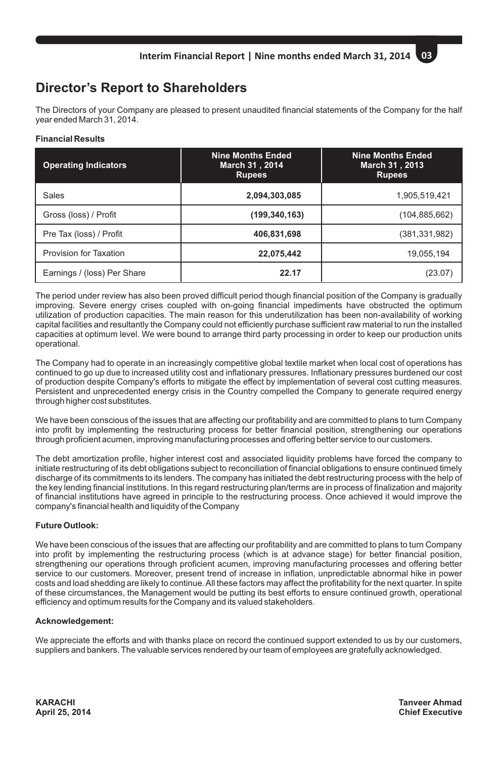# Director's Report to Shareholders

The Directors of your Company are pleased to present unaudited financial statements of the Company for the half year ended March 31, 2014.

**Financial Results**

| Operating Indicators | Nine Months Ended March 31 , 2014 Rupees | Nine Months Ended March 31 , 2013 Rupees |
|---|---|---|
| Sales | **2,094,303,085** | 1,905,519,421 |
| Gross (loss) / Profit | **(199,340,163)** | (104,885,662) |
| Pre Tax (loss) / Profit | **406,831,698** | (381,331,982) |
| Provision for Taxation | **22,075,442** | 19,055,194 |
| Earnings / (loss) Per Share | **22.17** | (23.07) |

The period under review has also been proved difficult period though financial position of the Company is gradually improving. Severe energy crises coupled with on-going financial impediments have obstructed the optimum utilization of production capacities. The main reason for this underutilization has been non-availability of working capital facilities and resultantly the Company could not efficiently purchase sufficient raw material to run the installed capacities at optimum level. We were bound to arrange third party processing in order to keep our production units operational.

The Company had to operate in an increasingly competitive global textile market when local cost of operations has continued to go up due to increased utility cost and inflationary pressures. Inflationary pressures burdened our cost of production despite Company's efforts to mitigate the effect by implementation of several cost cutting measures. Persistent and unprecedented energy crisis in the Country compelled the Company to generate required energy through higher cost substitutes.

We have been conscious of the issues that are affecting our profitability and are committed to plans to turn Company into profit by implementing the restructuring process for better financial position, strengthening our operations through proficient acumen, improving manufacturing processes and offering better service to our customers.

The debt amortization profile, higher interest cost and associated liquidity problems have forced the company to initiate restructuring of its debt obligations subject to reconciliation of financial obligations to ensure continued timely discharge of its commitments to its lenders. The company has initiated the debt restructuring process with the help of the the key lending financial institutions. In this regard restructuring plan/terms are in process of finalization and majority of financial institutions have agreed in principle to the restructuring process. Once achieved it would improve the company's financial health and liquidity of the Company

**Future Outlook:**

We have been conscious of the issues that are affecting our profitability and are committed to plans to turn Company into profit by implementing the restructuring process (which is at advance stage) for better financial position, strengthening our operations through proficient acumen, improving manufacturing processes and offering better service to our customers. Moreover, present trend of increase in inflation, unpredictable abnormal hike in power costs and load shedding are likely to continue. All these factors may affect the profitability for the next quarter. In spite of these circumstances, the Management would be putting its best efforts to ensure continued growth, operational efficiency and optimum results for the Company and its valued stakeholders.

**Acknowledgement:**

We appreciate the efforts and with thanks place on record the continued support extended to us by our customers, suppliers and bankers. The valuable services rendered by our team of employees are gratefully acknowledged.

**KARACHI**
**April 25, 2014**

**Tanveer Ahmad**
**Chief Executive**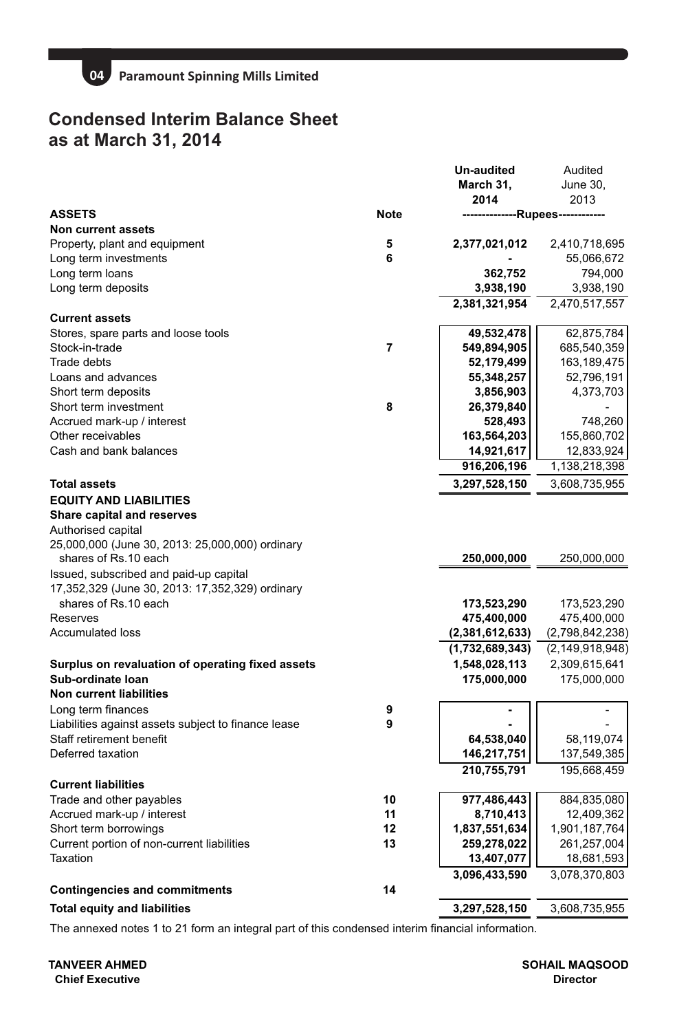## Condensed Interim Balance Sheet
## as at March 31, 2014

| | Note | Un-audited March 31, 2014 | Audited June 30, 2013 |
|---|---|---|---|
| **ASSETS** | | --------------Rupees------------ | |
| **Non current assets** | | | |
| Property, plant and equipment | 5 | **2,377,021,012** | 2,410,718,695 |
| Long term investments | 6 | **-** | 55,066,672 |
| Long term loans | | **362,752** | 794,000 |
| Long term deposits | | **3,938,190** | 3,938,190 |
| | | **2,381,321,954** | 2,470,517,557 |
| **Current assets** | | | |
| Stores, spare parts and loose tools | | **49,532,478** | 62,875,784 |
| Stock-in-trade | 7 | **549,894,905** | 685,540,359 |
| Trade debts | | **52,179,499** | 163,189,475 |
| Loans and advances | | **55,348,257** | 52,796,191 |
| Short term deposits | | **3,856,903** | 4,373,703 |
| Short term investment | 8 | **26,379,840** | - |
| Accrued mark-up / interest | | **528,493** | 748,260 |
| Other receivables | | **163,564,203** | 155,860,702 |
| Cash and bank balances | | **14,921,617** | 12,833,924 |
| | | **916,206,196** | 1,138,218,398 |
| **Total assets** | | **3,297,528,150** | 3,608,735,955 |
| **EQUITY AND LIABILITIES** | | | |
| **Share capital and reserves** | | | |
| Authorised capital | | | |
| 25,000,000 (June 30, 2013: 25,000,000) ordinary shares of Rs.10 each | | **250,000,000** | 250,000,000 |
| Issued, subscribed and paid-up capital | | | |
| 17,352,329 (June 30, 2013: 17,352,329) ordinary shares of Rs.10 each | | **173,523,290** | 173,523,290 |
| Reserves | | **475,400,000** | 475,400,000 |
| Accumulated loss | | **(2,381,612,633)** | (2,798,842,238) |
| | | **(1,732,689,343)** | (2,149,918,948) |
| **Surplus on revaluation of operating fixed assets** | | **1,548,028,113** | 2,309,615,641 |
| **Sub-ordinate loan** | | **175,000,000** | 175,000,000 |
| **Non current liabilities** | | | |
| Long term finances | 9 | **-** | - |
| Liabilities against assets subject to finance lease | 9 | **-** | - |
| Staff retirement benefit | | **64,538,040** | 58,119,074 |
| Deferred taxation | | **146,217,751** | 137,549,385 |
| | | **210,755,791** | 195,668,459 |
| **Current liabilities** | | | |
| Trade and other payables | 10 | **977,486,443** | 884,835,080 |
| Accrued mark-up / interest | 11 | **8,710,413** | 12,409,362 |
| Short term borrowings | 12 | **1,837,551,634** | 1,901,187,764 |
| Current portion of non-current liabilities | 13 | **259,278,022** | 261,257,004 |
| Taxation | | **13,407,077** | 18,681,593 |
| | | **3,096,433,590** | 3,078,370,803 |
| **Contingencies and commitments** | 14 | | |
| **Total equity and liabilities** | | **3,297,528,150** | 3,608,735,955 |

The annexed notes 1 to 21 form an integral part of this condensed interim financial information.

**TANVEER AHMED**
**Chief Executive**

**SOHAIL MAQSOOD**
**Director**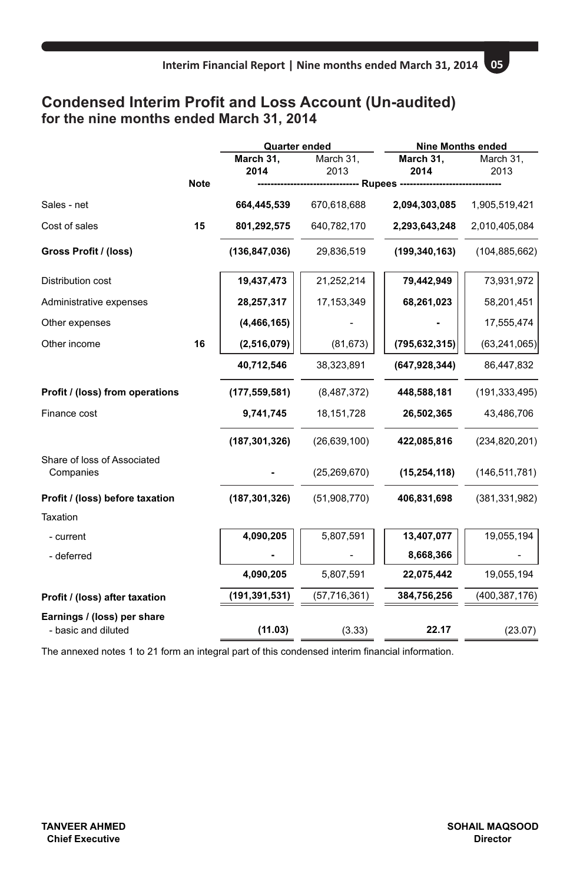## Condensed Interim Profit and Loss Account (Un-audited)
### for the nine months ended March 31, 2014

| | Note | Quarter ended | | Nine Months ended | |
|---|---|---|---|---|---|
| | | **March 31, 2014** | March 31, 2013 | **March 31, 2014** | March 31, 2013 |
| | | Rupees | | | |
| Sales - net | | **664,445,539** | 670,618,688 | **2,094,303,085** | 1,905,519,421 |
| Cost of sales | 15 | **801,292,575** | 640,782,170 | **2,293,643,248** | 2,010,405,084 |
| **Gross Profit / (loss)** | | **(136,847,036)** | 29,836,519 | **(199,340,163)** | (104,885,662) |
| Distribution cost | | **19,437,473** | 21,252,214 | **79,442,949** | 73,931,972 |
| Administrative expenses | | **28,257,317** | 17,153,349 | **68,261,023** | 58,201,451 |
| Other expenses | | **(4,466,165)** | - | **-** | 17,555,474 |
| Other income | 16 | **(2,516,079)** | (81,673) | **(795,632,315)** | (63,241,065) |
| | | **40,712,546** | 38,323,891 | **(647,928,344)** | 86,447,832 |
| **Profit / (loss) from operations** | | **(177,559,581)** | (8,487,372) | **448,588,181** | (191,333,495) |
| Finance cost | | **9,741,745** | 18,151,728 | **26,502,365** | 43,486,706 |
| | | **(187,301,326)** | (26,639,100) | **422,085,816** | (234,820,201) |
| Share of loss of Associated Companies | | **-** | (25,269,670) | **(15,254,118)** | (146,511,781) |
| **Profit / (loss) before taxation** | | **(187,301,326)** | (51,908,770) | **406,831,698** | (381,331,982) |
| Taxation | | | | | |
| - current | | **4,090,205** | 5,807,591 | **13,407,077** | 19,055,194 |
| - deferred | | **-** | - | **8,668,366** | - |
| | | **4,090,205** | 5,807,591 | **22,075,442** | 19,055,194 |
| **Profit / (loss) after taxation** | | **(191,391,531)** | (57,716,361) | **384,756,256** | (400,387,176) |
| **Earnings / (loss) per share** - basic and diluted | | **(11.03)** | (3.33) | **22.17** | (23.07) |

The annexed notes 1 to 21 form an integral part of this condensed interim financial information.

**TANVEER AHMED**
**Chief Executive**

**SOHAIL MAQSOOD**
**Director**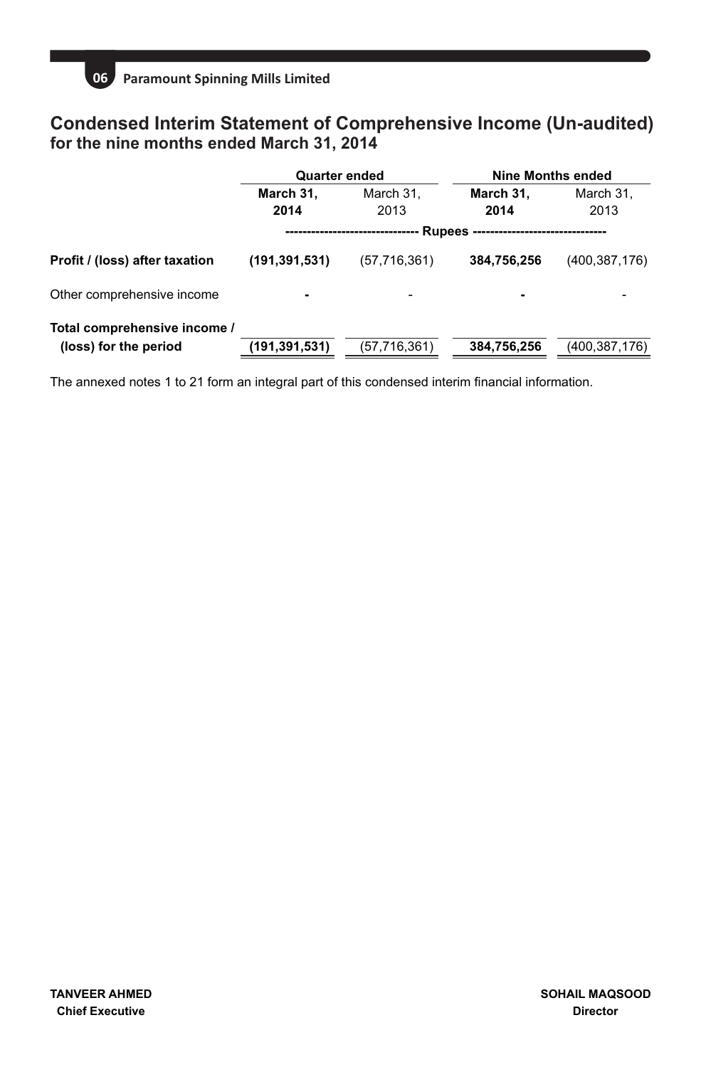## Condensed Interim Statement of Comprehensive Income (Un-audited)
### for the nine months ended March 31, 2014

| | Quarter ended | | Nine Months ended | |
|---|---|---|---|---|
| | **March 31, 2014** | March 31, 2013 | **March 31, 2014** | March 31, 2013 |
| | ------------------------------ Rupees ------------------------------ | | | |
| **Profit / (loss) after taxation** | **(191,391,531)** | (57,716,361) | **384,756,256** | (400,387,176) |
| Other comprehensive income | **-** | - | **-** | - |
| **Total comprehensive income / (loss) for the period** | **(191,391,531)** | (57,716,361) | **384,756,256** | (400,387,176) |

The annexed notes 1 to 21 form an integral part of this condensed interim financial information.

**TANVEER AHMED**
**Chief Executive**

**SOHAIL MAQSOOD**
**Director**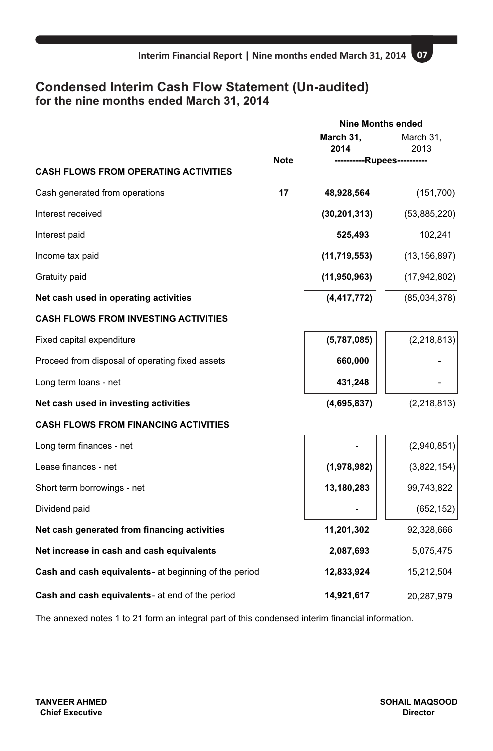# Condensed Interim Cash Flow Statement (Un-audited)
## for the nine months ended March 31, 2014

| | Note | Nine Months ended March 31, 2014 | Nine Months ended March 31, 2013 |
|---|---|---|---|
| | | ----------Rupees---------- | |
| **CASH FLOWS FROM OPERATING ACTIVITIES** | | | |
| Cash generated from operations | 17 | **48,928,564** | (151,700) |
| Interest received | | **(30,201,313)** | (53,885,220) |
| Interest paid | | **525,493** | 102,241 |
| Income tax paid | | **(11,719,553)** | (13,156,897) |
| Gratuity paid | | **(11,950,963)** | (17,942,802) |
| **Net cash used in operating activities** | | **(4,417,772)** | (85,034,378) |
| **CASH FLOWS FROM INVESTING ACTIVITIES** | | | |
| Fixed capital expenditure | | **(5,787,085)** | (2,218,813) |
| Proceed from disposal of operating fixed assets | | **660,000** | - |
| Long term loans - net | | **431,248** | - |
| **Net cash used in investing activities** | | **(4,695,837)** | (2,218,813) |
| **CASH FLOWS FROM FINANCING ACTIVITIES** | | | |
| Long term finances - net | | **-** | (2,940,851) |
| Lease finances - net | | **(1,978,982)** | (3,822,154) |
| Short term borrowings - net | | **13,180,283** | 99,743,822 |
| Dividend paid | | **-** | (652,152) |
| **Net cash generated from financing activities** | | **11,201,302** | 92,328,666 |
| **Net increase in cash and cash equivalents** | | **2,087,693** | 5,075,475 |
| **Cash and cash equivalents** - at beginning of the period | | **12,833,924** | 15,212,504 |
| **Cash and cash equivalents** - at end of the period | | **14,921,617** | 20,287,979 |

The annexed notes 1 to 21 form an integral part of this condensed interim financial information.

**TANVEER AHMED**
**Chief Executive**

**SOHAIL MAQSOOD**
**Director**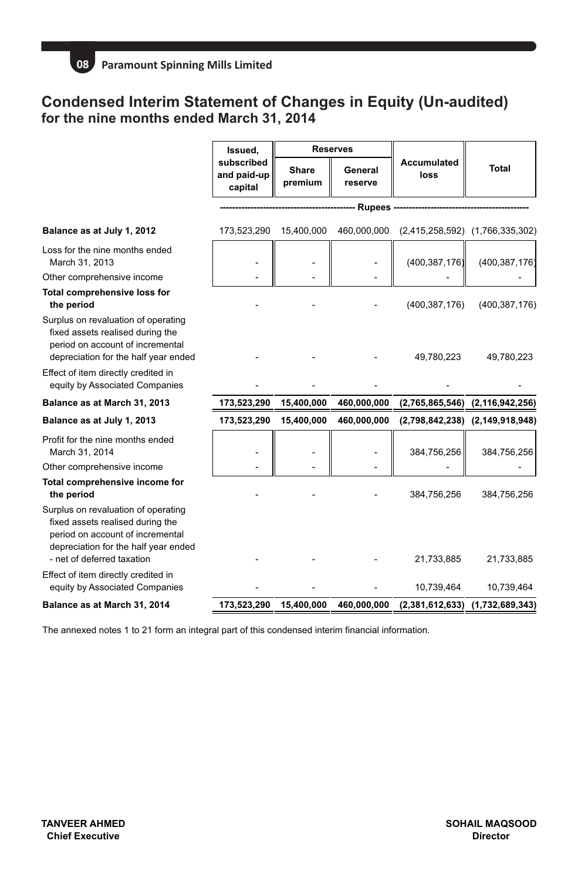## Condensed Interim Statement of Changes in Equity (Un-audited)
### for the nine months ended March 31, 2014

| | Issued, subscribed and paid-up capital | Reserves | | Accumulated loss | Total |
|---|---|---|---|---|---|
| | | Share premium | General reserve | | |
| | ----------------- | ----------------- | Rupees | ----------------- | ----------------- |
| **Balance as at July 1, 2012** | 173,523,290 | 15,400,000 | 460,000,000 | (2,415,258,592) | (1,766,335,302) |
| Loss for the nine months ended March 31, 2013 | - | - | - | (400,387,176) | (400,387,176) |
| Other comprehensive income | - | - | - | - | - |
| **Total comprehensive loss for the period** | - | - | - | (400,387,176) | (400,387,176) |
| Surplus on revaluation of operating fixed assets realised during the period on account of incremental depreciation for the half year ended | - | - | - | 49,780,223 | 49,780,223 |
| Effect of item directly credited in equity by Associated Companies | - | - | - | - | - |
| **Balance as at March 31, 2013** | **173,523,290** | **15,400,000** | **460,000,000** | **(2,765,865,546)** | **(2,116,942,256)** |
| **Balance as at July 1, 2013** | **173,523,290** | **15,400,000** | **460,000,000** | **(2,798,842,238)** | **(2,149,918,948)** |
| Profit for the nine months ended March 31, 2014 | - | - | - | 384,756,256 | 384,756,256 |
| Other comprehensive income | - | - | - | - | - |
| **Total comprehensive income for the period** | - | - | - | 384,756,256 | 384,756,256 |
| Surplus on revaluation of operating fixed assets realised during the period on account of incremental depreciation for the half year ended - net of deferred taxation | - | - | - | 21,733,885 | 21,733,885 |
| Effect of item directly credited in equity by Associated Companies | - | - | - | 10,739,464 | 10,739,464 |
| **Balance as at March 31, 2014** | **173,523,290** | **15,400,000** | **460,000,000** | **(2,381,612,633)** | **(1,732,689,343)** |

The annexed notes 1 to 21 form an integral part of this condensed interim financial information.

**TANVEER AHMED**
**Chief Executive**

**SOHAIL MAQSOOD**
**Director**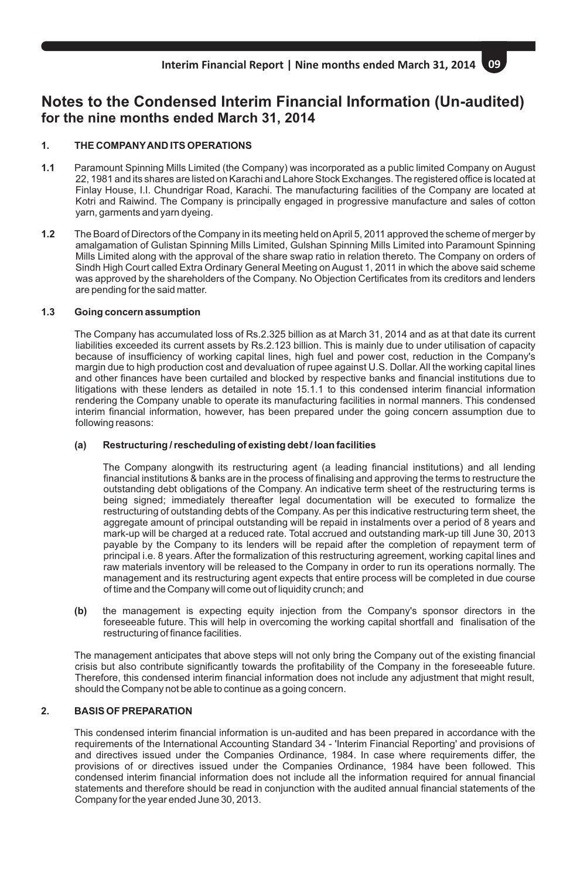# Notes to the Condensed Interim Financial Information (Un-audited)
## for the nine months ended March 31, 2014

### 1. THE COMPANY AND ITS OPERATIONS

**1.1** Paramount Spinning Mills Limited (the Company) was incorporated as a public limited Company on August 22, 1981 and its shares are listed on Karachi and Lahore Stock Exchanges. The registered office is located at Finlay House, I.I. Chundrigar Road, Karachi. The manufacturing facilities of the Company are located at Kotri and Raiwind. The Company is principally engaged in progressive manufacture and sales of cotton yarn, garments and yarn dyeing.

**1.2** The Board of Directors of the Company in its meeting held on April 5, 2011 approved the scheme of merger by amalgamation of Gulistan Spinning Mills Limited, Gulshan Spinning Mills Limited into Paramount Spinning Mills Limited along with the approval of the share swap ratio in relation thereto. The Company on orders of Sindh High Court called Extra Ordinary General Meeting on August 1, 2011 in which the above said scheme was approved by the shareholders of the Company. No Objection Certificates from its creditors and lenders are pending for the said matter.

#### 1.3 Going concern assumption

The Company has accumulated loss of Rs.2.325 billion as at March 31, 2014 and as at that date its current liabilities exceeded its current assets by Rs.2.123 billion. This is mainly due to under utilisation of capacity because of insufficiency of working capital lines, high fuel and power cost, reduction in the Company's margin due to high production cost and devaluation of rupee against U.S. Dollar. All the working capital lines and other finances have been curtailed and blocked by respective banks and financial institutions due to litigations with these lenders as detailed in note 15.1.1 to this condensed interim financial information rendering the Company unable to operate its manufacturing facilities in normal manners. This condensed interim financial information, however, has been prepared under the going concern assumption due to following reasons:

**(a) Restructuring / rescheduling of existing debt / loan facilities**

The Company alongwith its restructuring agent (a leading financial institutions) and all lending financial institutions & banks are in the process of finalising and approving the terms to restructure the outstanding debt obligations of the Company. An indicative term sheet of the restructuring terms is being signed; immediately thereafter legal documentation will be executed to formalize the restructuring of outstanding debts of the Company. As per this indicative restructuring term sheet, the aggregate amount of principal outstanding will be repaid in instalments over a period of 8 years and mark-up will be charged at a reduced rate. Total accrued and outstanding mark-up till June 30, 2013 payable by the Company to its lenders will be repaid after the completion of repayment term of principal i.e. 8 years. After the formalization of this restructuring agreement, working capital lines and raw materials inventory will be released to the Company in order to run its operations normally. The management and its restructuring agent expects that entire process will be completed in due course of time and the Company will come out of liquidity crunch; and

**(b)** the management is expecting equity injection from the Company's sponsor directors in the foreseeable future. This will help in overcoming the working capital shortfall and finalisation of the restructuring of finance facilities.

The management anticipates that above steps will not only bring the Company out of the existing financial crisis but also contribute significantly towards the profitability of the Company in the foreseeable future. Therefore, this condensed interim financial information does not include any adjustment that might result, should the Company not be able to continue as a going concern.

### 2. BASIS OF PREPARATION

This condensed interim financial information is un-audited and has been prepared in accordance with the requirements of the International Accounting Standard 34 - 'Interim Financial Reporting' and provisions of and directives issued under the Companies Ordinance, 1984. In case where requirements differ, the provisions of or directives issued under the Companies Ordinance, 1984 have been followed. This condensed interim financial information does not include all the information required for annual financial statements and therefore should be read in conjunction with the audited annual financial statements of the Company for the year ended June 30, 2013.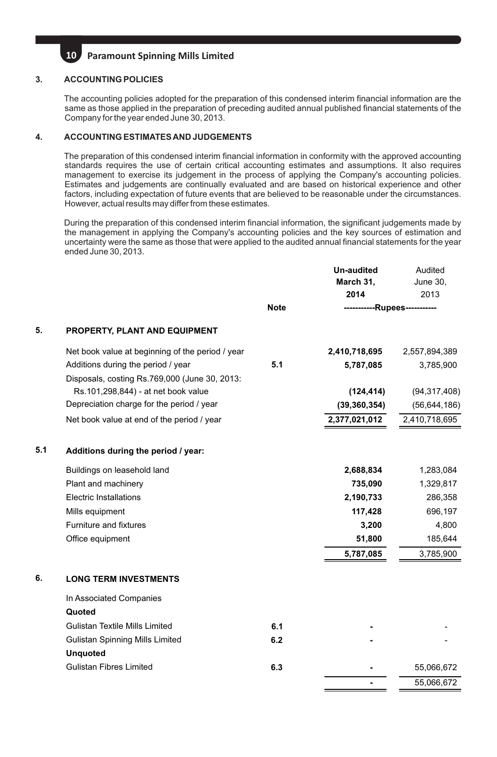## 3. ACCOUNTING POLICIES

The accounting policies adopted for the preparation of this condensed interim financial information are the same as those applied in the preparation of preceding audited annual published financial statements of the Company for the year ended June 30, 2013.

## 4. ACCOUNTING ESTIMATES AND JUDGEMENTS

The preparation of this condensed interim financial information in conformity with the approved accounting standards requires the use of certain critical accounting estimates and assumptions. It also requires management to exercise its judgement in the process of applying the Company's accounting policies. Estimates and judgements are continually evaluated and are based on historical experience and other factors, including expectation of future events that are believed to be reasonable under the circumstances. However, actual results may differ from these estimates.

During the preparation of this condensed interim financial information, the significant judgements made by the management in applying the Company's accounting policies and the key sources of estimation and uncertainty were the same as those that were applied to the audited annual financial statements for the year ended June 30, 2013.

| | | Note | Un-audited March 31, 2014 | Audited June 30, 2013 |
|---|---|---|---|---|
| | | | -----------Rupees----------- | |
| **5.** | **PROPERTY, PLANT AND EQUIPMENT** | | | |
| | Net book value at beginning of the period / year | | **2,410,718,695** | 2,557,894,389 |
| | Additions during the period / year | 5.1 | **5,787,085** | 3,785,900 |
| | Disposals, costing Rs.769,000 (June 30, 2013: Rs.101,298,844) - at net book value | | **(124,414)** | (94,317,408) |
| | Depreciation charge for the period / year | | **(39,360,354)** | (56,644,186) |
| | Net book value at end of the period / year | | **2,377,021,012** | 2,410,718,695 |
| **5.1** | **Additions during the period / year:** | | | |
| | Buildings on leasehold land | | **2,688,834** | 1,283,084 |
| | Plant and machinery | | **735,090** | 1,329,817 |
| | Electric Installations | | **2,190,733** | 286,358 |
| | Mills equipment | | **117,428** | 696,197 |
| | Furniture and fixtures | | **3,200** | 4,800 |
| | Office equipment | | **51,800** | 185,644 |
| | | | **5,787,085** | 3,785,900 |
| **6.** | **LONG TERM INVESTMENTS** | | | |
| | In Associated Companies | | | |
| | **Quoted** | | | |
| | Gulistan Textile Mills Limited | 6.1 | **-** | - |
| | Gulistan Spinning Mills Limited | 6.2 | **-** | - |
| | **Unquoted** | | | |
| | Gulistan Fibres Limited | 6.3 | **-** | 55,066,672 |
| | | | **-** | 55,066,672 |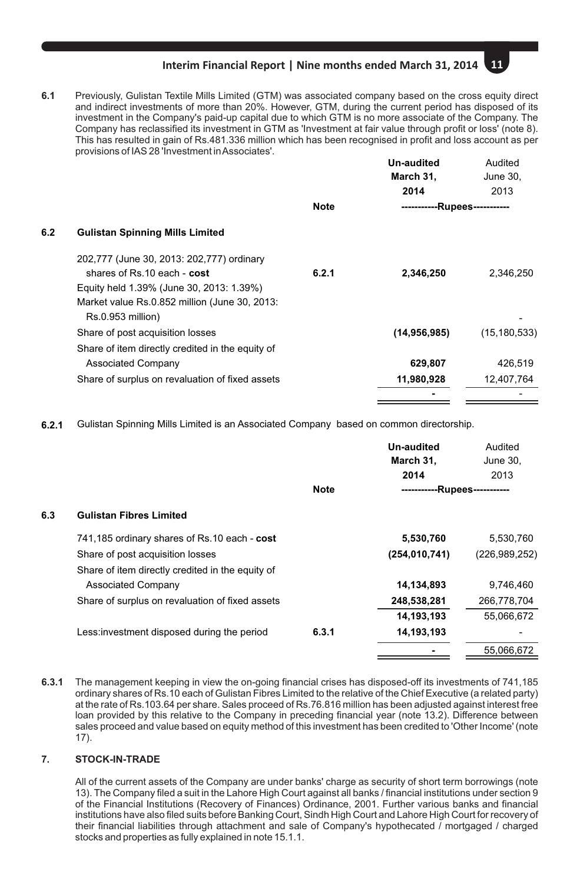**6.1** Previously, Gulistan Textile Mills Limited (GTM) was associated company based on the cross equity direct and indirect investments of more than 20%. However, GTM, during the current period has disposed of its investment in the Company's paid-up capital due to which GTM is no more associate of the Company. The Company has reclassified its investment in GTM as 'Investment at fair value through profit or loss' (note 8). This has resulted in gain of Rs.481.336 million which has been recognised in profit and loss account as per provisions of IAS 28 'Investment in Associates'.

| | | Note | Un-audited March 31, 2014 | Audited June 30, 2013 |
|---|---|---|---|---|
| | | | -----------Rupees----------- | |
| **6.2** | **Gulistan Spinning Mills Limited** | | | |
| | 202,777 (June 30, 2013: 202,777) ordinary shares of Rs.10 each - **cost** | 6.2.1 | **2,346,250** | 2,346,250 |
| | Equity held 1.39% (June 30, 2013: 1.39%) | | | |
| | Market value Rs.0.852 million (June 30, 2013: Rs.0.953 million) | | | - |
| | Share of post acquisition losses | | **(14,956,985)** | (15,180,533) |
| | Share of item directly credited in the equity of Associated Company | | **629,807** | 426,519 |
| | Share of surplus on revaluation of fixed assets | | **11,980,928** | 12,407,764 |
| | | | **-** | - |

**6.2.1** Gulistan Spinning Mills Limited is an Associated Company based on common directorship.

| | | Note | Un-audited March 31, 2014 | Audited June 30, 2013 |
|---|---|---|---|---|
| | | | -----------Rupees----------- | |
| **6.3** | **Gulistan Fibres Limited** | | | |
| | 741,185 ordinary shares of Rs.10 each - **cost** | | **5,530,760** | 5,530,760 |
| | Share of post acquisition losses | | **(254,010,741)** | (226,989,252) |
| | Share of item directly credited in the equity of Associated Company | | **14,134,893** | 9,746,460 |
| | Share of surplus on revaluation of fixed assets | | **248,538,281** | 266,778,704 |
| | | | **14,193,193** | 55,066,672 |
| | Less:investment disposed during the period | 6.3.1 | **14,193,193** | - |
| | | | **-** | 55,066,672 |

**6.3.1** The management keeping in view the on-going financial crises has disposed-off its investments of 741,185 ordinary shares of Rs.10 each of Gulistan Fibres Limited to the relative of the Chief Executive (a related party) at the rate of Rs.103.64 per share. Sales proceed of Rs.76.816 million has been adjusted against interest free loan provided by this relative to the Company in preceding financial year (note 13.2). Difference between sales proceed and value based on equity method of this investment has been credited to 'Other Income' (note 17).

## 7. STOCK-IN-TRADE

All of the current assets of the Company are under banks' charge as security of short term borrowings (note 13). The Company filed a suit in the Lahore High Court against all banks / financial institutions under section 9 of the Financial Institutions (Recovery of Finances) Ordinance, 2001. Further various banks and financial institutions have also filed suits before Banking Court, Sindh High Court and Lahore High Court for recovery of their financial liabilities through attachment and sale of Company's hypothecated / mortgaged / charged stocks and properties as fully explained in note 15.1.1.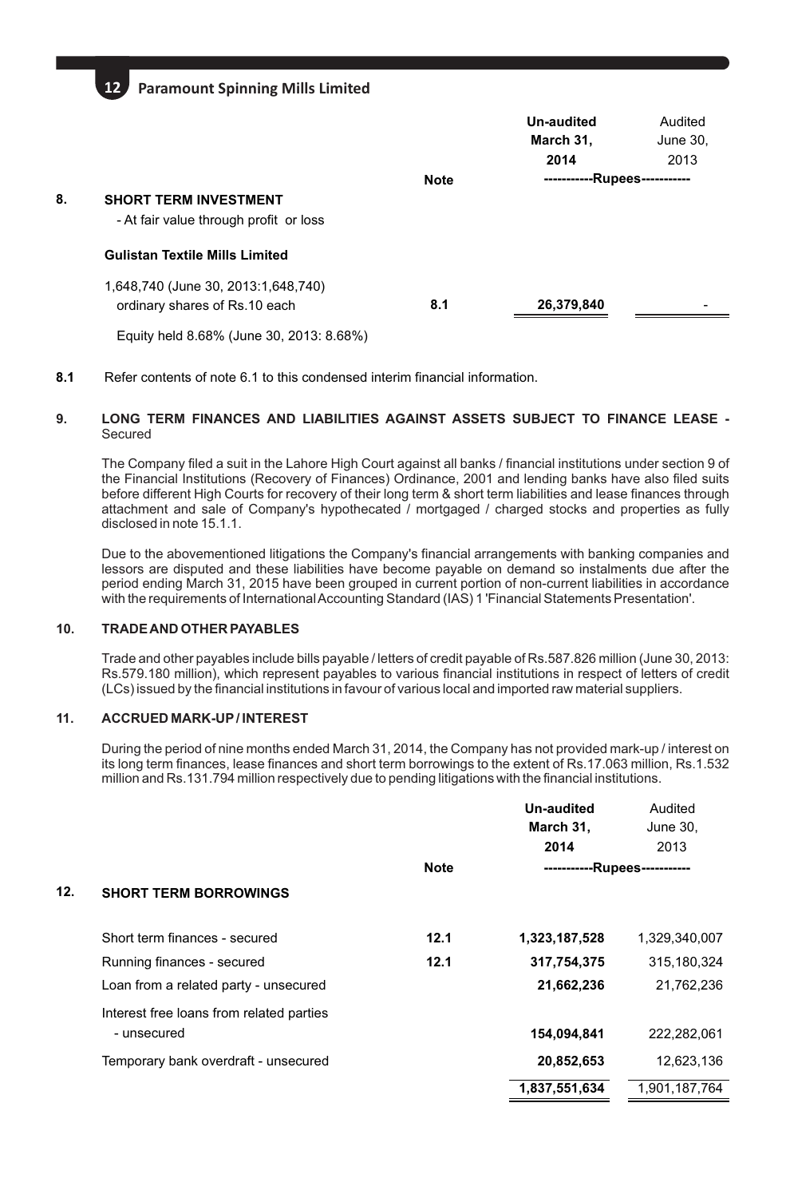| | Note | Un-audited March 31, 2014 | Audited June 30, 2013 |
|---|---|---|---|
| | | -----------Rupees----------- | |

**8. SHORT TERM INVESTMENT**

- At fair value through profit or loss

| | Note | Un-audited March 31, 2014 | Audited June 30, 2013 |
|---|---|---|---|
| **Gulistan Textile Mills Limited** | | | |
| 1,648,740 (June 30, 2013:1,648,740) ordinary shares of Rs.10 each | 8.1 | 26,379,840 | - |

Equity held 8.68% (June 30, 2013: 8.68%)

**8.1** Refer contents of note 6.1 to this condensed interim financial information.

**9. LONG TERM FINANCES AND LIABILITIES AGAINST ASSETS SUBJECT TO FINANCE LEASE -** Secured

The Company filed a suit in the Lahore High Court against all banks / financial institutions under section 9 of the Financial Institutions (Recovery of Finances) Ordinance, 2001 and lending banks have also filed suits before different High Courts for recovery of their long term & short term liabilities and lease finances through attachment and sale of Company's hypothecated / mortgaged / charged stocks and properties as fully disclosed in note 15.1.1.

Due to the abovementioned litigations the Company's financial arrangements with banking companies and lessors are disputed and these liabilities have become payable on demand so instalments due after the period ending March 31, 2015 have been grouped in current portion of non-current liabilities in accordance with the requirements of International Accounting Standard (IAS) 1 'Financial Statements Presentation'.

**10. TRADE AND OTHER PAYABLES**

Trade and other payables include bills payable / letters of credit payable of Rs.587.826 million (June 30, 2013: Rs.579.180 million), which represent payables to various financial institutions in respect of letters of credit (LCs) issued by the financial institutions in favour of various local and imported raw material suppliers.

**11. ACCRUED MARK-UP / INTEREST**

During the period of nine months ended March 31, 2014, the Company has not provided mark-up / interest on its long term finances, lease finances and short term borrowings to the extent of Rs.17.063 million, Rs.1.532 million and Rs.131.794 million respectively due to pending litigations with the financial institutions.

**12. SHORT TERM BORROWINGS**

| | Note | Un-audited March 31, 2014 | Audited June 30, 2013 |
|---|---|---|---|
| | | -----------Rupees----------- | |
| Short term finances - secured | 12.1 | 1,323,187,528 | 1,329,340,007 |
| Running finances - secured | 12.1 | 317,754,375 | 315,180,324 |
| Loan from a related party - unsecured | | 21,662,236 | 21,762,236 |
| Interest free loans from related parties - unsecured | | 154,094,841 | 222,282,061 |
| Temporary bank overdraft - unsecured | | 20,852,653 | 12,623,136 |
| | | 1,837,551,634 | 1,901,187,764 |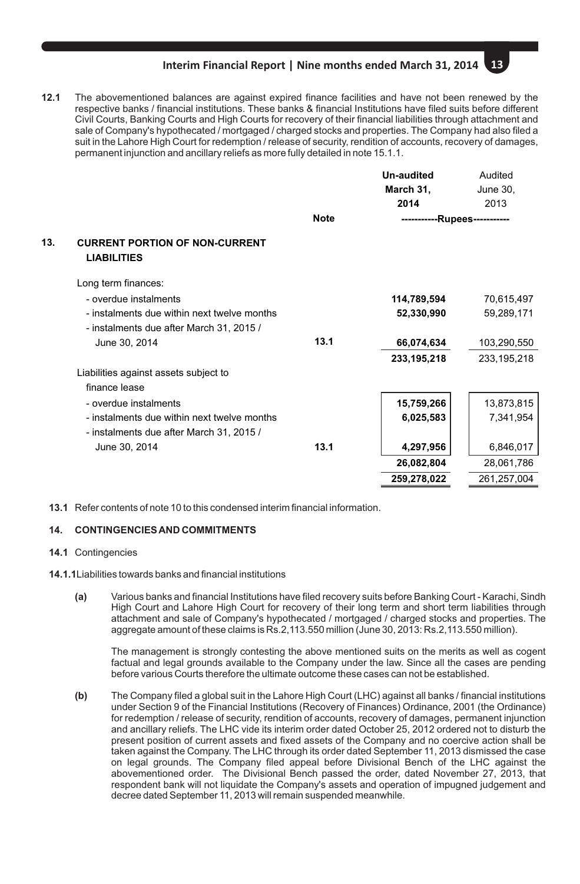**12.1** The abovementioned balances are against expired finance facilities and have not been renewed by the respective banks / financial institutions. These banks & financial Institutions have filed suits before different Civil Courts, Banking Courts and High Courts for recovery of their financial liabilities through attachment and sale of Company's hypothecated / mortgaged / charged stocks and properties. The Company had also filed a suit in the Lahore High Court for redemption / release of security, rendition of accounts, recovery of damages, permanent injunction and ancillary reliefs as more fully detailed in note 15.1.1.

| | Note | Un-audited March 31, 2014 | Audited June 30, 2013 |
|---|---|---|---|
| | | -----------Rupees----------- | |
| **13. CURRENT PORTION OF NON-CURRENT LIABILITIES** | | | |
| Long term finances: | | | |
| - overdue instalments | | **114,789,594** | 70,615,497 |
| - instalments due within next twelve months | | **52,330,990** | 59,289,171 |
| - instalments due after March 31, 2015 / June 30, 2014 | 13.1 | **66,074,634** | 103,290,550 |
| | | **233,195,218** | 233,195,218 |
| Liabilities against assets subject to finance lease | | | |
| - overdue instalments | | **15,759,266** | 13,873,815 |
| - instalments due within next twelve months | | **6,025,583** | 7,341,954 |
| - instalments due after March 31, 2015 / June 30, 2014 | 13.1 | **4,297,956** | 6,846,017 |
| | | **26,082,804** | 28,061,786 |
| | | **259,278,022** | 261,257,004 |

**13.1** Refer contents of note 10 to this condensed interim financial information.

## 14. CONTINGENCIES AND COMMITMENTS

**14.1** Contingencies

**14.1.1** Liabilities towards banks and financial institutions

**(a)** Various banks and financial Institutions have filed recovery suits before Banking Court - Karachi, Sindh High Court and Lahore High Court for recovery of their long term and short term liabilities through attachment and sale of Company's hypothecated / mortgaged / charged stocks and properties. The aggregate amount of these claims is Rs.2,113.550 million (June 30, 2013: Rs.2,113.550 million).

The management is strongly contesting the above mentioned suits on the merits as well as cogent factual and legal grounds available to the Company under the law. Since all the cases are pending before various Courts therefore the ultimate outcome these cases can not be established.

**(b)** The Company filed a global suit in the Lahore High Court (LHC) against all banks / financial institutions under Section 9 of the Financial Institutions (Recovery of Finances) Ordinance, 2001 (the Ordinance) for redemption / release of security, rendition of accounts, recovery of damages, permanent injunction and ancillary reliefs. The LHC vide its interim order dated October 25, 2012 ordered not to disturb the present position of current assets and fixed assets of the Company and no coercive action shall be taken against the Company. The LHC through its order dated September 11, 2013 dismissed the case on legal grounds. The Company filed appeal before Divisional Bench of the LHC against the abovementioned order. The Divisional Bench passed the order, dated November 27, 2013, that respondent bank will not liquidate the Company's assets and operation of impugned judgement and decree dated September 11, 2013 will remain suspended meanwhile.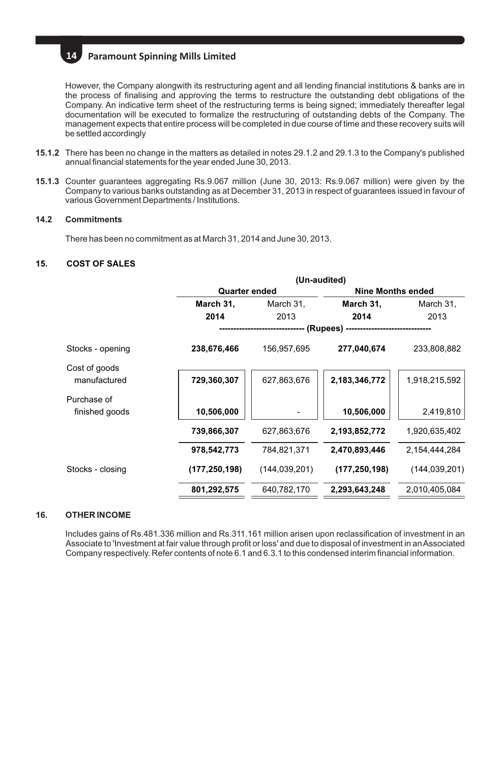However, the Company alongwith its restructuring agent and all lending financial institutions & banks are in the process of finalising and approving the terms to restructure the outstanding debt obligations of the Company. An indicative term sheet of the restructuring terms is being signed; immediately thereafter legal documentation will be executed to formalize the restructuring of outstanding debts of the Company. The management expects that entire process will be completed in due course of time and these recovery suits will be settled accordingly

**15.1.2** There has been no change in the matters as detailed in notes 29.1.2 and 29.1.3 to the Company's published annual financial statements for the year ended June 30, 2013.

**15.1.3** Counter guarantees aggregating Rs.9.067 million (June 30, 2013: Rs.9.067 million) were given by the Company to various banks outstanding as at December 31, 2013 in respect of guarantees issued in favour of various Government Departments / Institutions.

**14.2 Commitments**

There has been no commitment as at March 31, 2014 and June 30, 2013.

**15. COST OF SALES**

| | (Un-audited) | | | |
|---|---|---|---|---|
| | Quarter ended | | Nine Months ended | |
| | **March 31, 2014** | March 31, 2013 | **March 31, 2014** | March 31, 2013 |
| | (Rupees) | | | |
| Stocks - opening | **238,676,466** | 156,957,695 | **277,040,674** | 233,808,882 |
| Cost of goods manufactured | **729,360,307** | 627,863,676 | **2,183,346,772** | 1,918,215,592 |
| Purchase of finished goods | **10,506,000** | - | **10,506,000** | 2,419,810 |
| | **739,866,307** | 627,863,676 | **2,193,852,772** | 1,920,635,402 |
| | **978,542,773** | 784,821,371 | **2,470,893,446** | 2,154,444,284 |
| Stocks - closing | **(177,250,198)** | (144,039,201) | **(177,250,198)** | (144,039,201) |
| | **801,292,575** | 640,782,170 | **2,293,643,248** | 2,010,405,084 |

**16. OTHER INCOME**

Includes gains of Rs.481.336 million and Rs.311.161 million arisen upon reclassification of investment in an Associate to 'Investment at fair value through profit or loss' and due to disposal of investment in an Associated Company respectively. Refer contents of note 6.1 and 6.3.1 to this condensed interim financial information.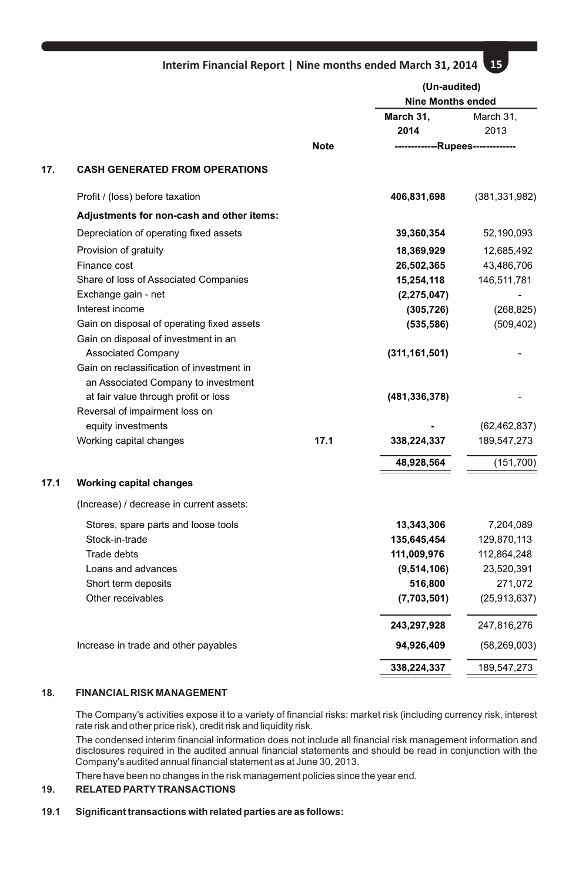| | | Note | (Un-audited) Nine Months ended March 31, 2014 | March 31, 2013 |
|---|---|---|---|---|
| | | | -------------Rupees------------- | |
| **17.** | **CASH GENERATED FROM OPERATIONS** | | | |
| | Profit / (loss) before taxation | | **406,831,698** | (381,331,982) |
| | **Adjustments for non-cash and other items:** | | | |
| | Depreciation of operating fixed assets | | **39,360,354** | 52,190,093 |
| | Provision of gratuity | | **18,369,929** | 12,685,492 |
| | Finance cost | | **26,502,365** | 43,486,706 |
| | Share of loss of Associated Companies | | **15,254,118** | 146,511,781 |
| | Exchange gain - net | | **(2,275,047)** | - |
| | Interest income | | **(305,726)** | (268,825) |
| | Gain on disposal of operating fixed assets | | **(535,586)** | (509,402) |
| | Gain on disposal of investment in an Associated Company | | **(311,161,501)** | - |
| | Gain on reclassification of investment in an Associated Company to investment at fair value through profit or loss | | **(481,336,378)** | - |
| | Reversal of impairment loss on equity investments | | **-** | (62,462,837) |
| | Working capital changes | 17.1 | **338,224,337** | 189,547,273 |
| | | | **48,928,564** | (151,700) |
| **17.1** | **Working capital changes** | | | |
| | (Increase) / decrease in current assets: | | | |
| | Stores, spare parts and loose tools | | **13,343,306** | 7,204,089 |
| | Stock-in-trade | | **135,645,454** | 129,870,113 |
| | Trade debts | | **111,009,976** | 112,864,248 |
| | Loans and advances | | **(9,514,106)** | 23,520,391 |
| | Short term deposits | | **516,800** | 271,072 |
| | Other receivables | | **(7,703,501)** | (25,913,637) |
| | | | **243,297,928** | 247,816,276 |
| | Increase in trade and other payables | | **94,926,409** | (58,269,003) |
| | | | **338,224,337** | 189,547,273 |

## 18. FINANCIAL RISK MANAGEMENT

The Company's activities expose it to a variety of financial risks: market risk (including currency risk, interest rate risk and other price risk), credit risk and liquidity risk.

The condensed interim financial information does not include all financial risk management information and disclosures required in the audited annual financial statements and should be read in conjunction with the Company's audited annual financial statement as at June 30, 2013.

There have been no changes in the risk management policies since the year end.

## 19. RELATED PARTY TRANSACTIONS

**19.1 Significant transactions with related parties are as follows:**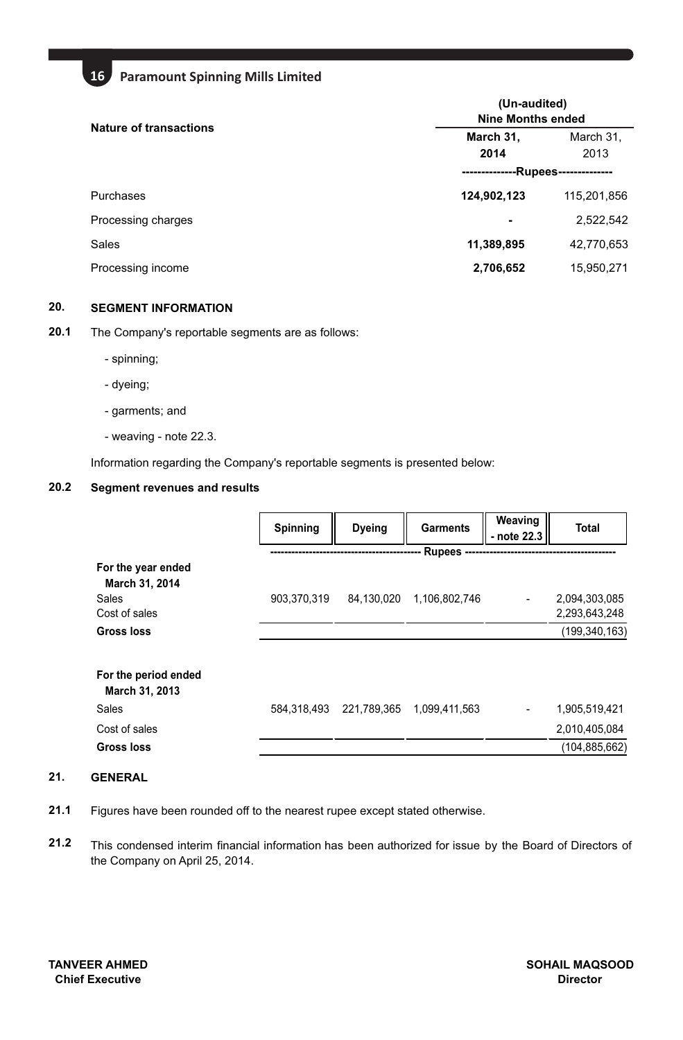| Nature of transactions | (Un-audited) Nine Months ended | |
|---|---|---|
| | **March 31, 2014** | March 31, 2013 |
| | --------------Rupees-------------- | |
| Purchases | **124,902,123** | 115,201,856 |
| Processing charges | **-** | 2,522,542 |
| Sales | **11,389,895** | 42,770,653 |
| Processing income | **2,706,652** | 15,950,271 |

## 20. SEGMENT INFORMATION

**20.1** The Company's reportable segments are as follows:

- spinning;
- dyeing;
- garments; and
- weaving - note 22.3.

Information regarding the Company's reportable segments is presented below:

### 20.2 Segment revenues and results

| | Spinning | Dyeing | Garments | Weaving - note 22.3 | Total |
|---|---|---|---|---|---|
| | ---------- Rupees ---------- | | | | |
| **For the year ended March 31, 2014** | | | | | |
| Sales | 903,370,319 | 84,130,020 | 1,106,802,746 | - | 2,094,303,085 |
| Cost of sales | | | | | 2,293,643,248 |
| **Gross loss** | | | | | (199,340,163) |
| **For the period ended March 31, 2013** | | | | | |
| Sales | 584,318,493 | 221,789,365 | 1,099,411,563 | - | 1,905,519,421 |
| Cost of sales | | | | | 2,010,405,084 |
| **Gross loss** | | | | | (104,885,662) |

## 21. GENERAL

**21.1** Figures have been rounded off to the nearest rupee except stated otherwise.

**21.2** This condensed interim financial information has been authorized for issue by the Board of Directors of the Company on April 25, 2014.

**TANVEER AHMED**
**Chief Executive**

**SOHAIL MAQSOOD**
**Director**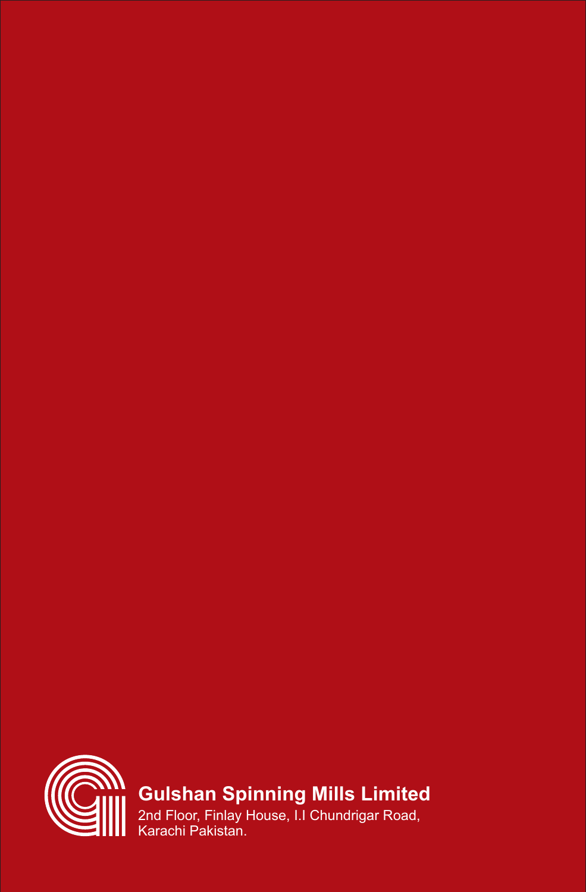**Gulshan Spinning Mills Limited**

2nd Floor, Finlay House, I.I Chundrigar Road,
Karachi Pakistan.